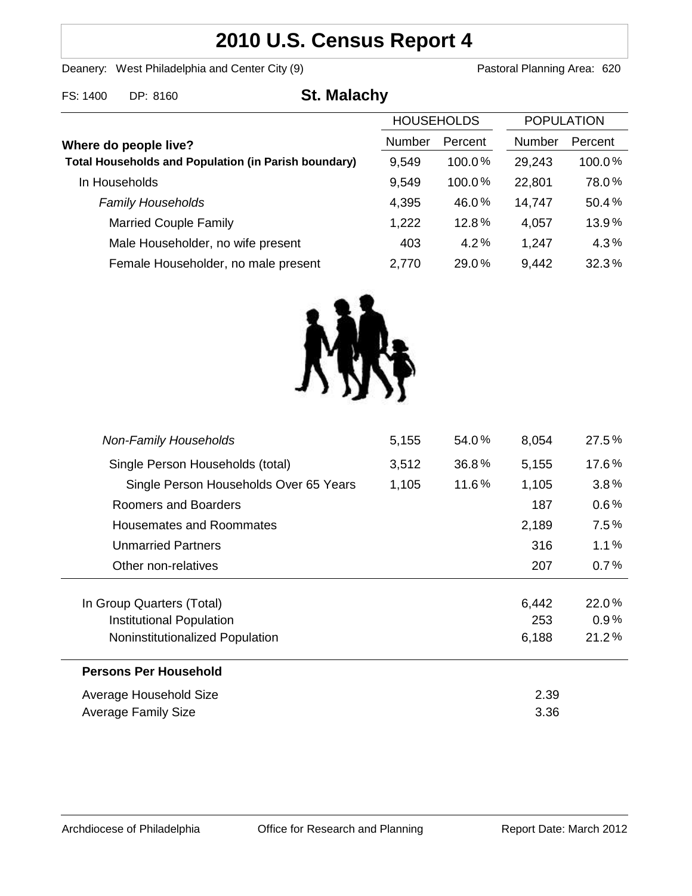# 2010 U.S. Census Report 4

Deanery: West Philadelphia and Center City (9) Pastoral Planning Area: 620

FS: 1400 DP: 8160

## St. Malachy

| Where do people live? | HOUSEHOLDS Number | HOUSEHOLDS Percent | POPULATION Number | POPULATION Percent |
|---|---|---|---|---|
| **Total Households and Population (in Parish boundary)** | 9,549 | 100.0% | 29,243 | 100.0% |
| In Households | 9,549 | 100.0% | 22,801 | 78.0% |
| *Family Households* | 4,395 | 46.0% | 14,747 | 50.4% |
| Married Couple Family | 1,222 | 12.8% | 4,057 | 13.9% |
| Male Householder, no wife present | 403 | 4.2% | 1,247 | 4.3% |
| Female Householder, no male present | 2,770 | 29.0% | 9,442 | 32.3% |
| *Non-Family Households* | 5,155 | 54.0% | 8,054 | 27.5% |
| Single Person Households (total) | 3,512 | 36.8% | 5,155 | 17.6% |
| Single Person Households Over 65 Years | 1,105 | 11.6% | 1,105 | 3.8% |
| Roomers and Boarders | | | 187 | 0.6% |
| Housemates and Roommates | | | 2,189 | 7.5% |
| Unmarried Partners | | | 316 | 1.1% |
| Other non-relatives | | | 207 | 0.7% |
| In Group Quarters (Total) | | | 6,442 | 22.0% |
| Institutional Population | | | 253 | 0.9% |
| Noninstitutionalized Population | | | 6,188 | 21.2% |

**Persons Per Household**

| | |
|---|---|
| Average Household Size | 2.39 |
| Average Family Size | 3.36 |

Archdiocese of Philadelphia Office for Research and Planning Report Date: March 2012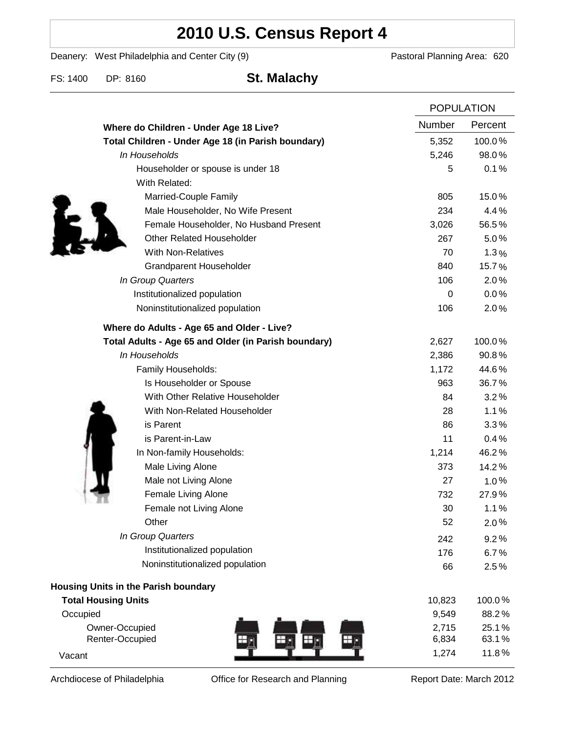# 2010 U.S. Census Report 4

Deanery: West Philadelphia and Center City (9) Pastoral Planning Area: 620

FS: 1400 DP: 8160

## St. Malachy

| | POPULATION | |
|---|---|---|
| **Where do Children - Under Age 18 Live?** | Number | Percent |
| **Total Children - Under Age 18 (in Parish boundary)** | 5,352 | 100.0% |
| *In Households* | 5,246 | 98.0% |
| Householder or spouse is under 18 | 5 | 0.1% |
| With Related: | | |
| Married-Couple Family | 805 | 15.0% |
| Male Householder, No Wife Present | 234 | 4.4% |
| Female Householder, No Husband Present | 3,026 | 56.5% |
| Other Related Householder | 267 | 5.0% |
| With Non-Relatives | 70 | 1.3% |
| Grandparent Householder | 840 | 15.7% |
| *In Group Quarters* | 106 | 2.0% |
| Institutionalized population | 0 | 0.0% |
| Noninstitutionalized population | 106 | 2.0% |
| **Where do Adults - Age 65 and Older - Live?** | | |
| **Total Adults - Age 65 and Older (in Parish boundary)** | 2,627 | 100.0% |
| *In Households* | 2,386 | 90.8% |
| Family Households: | 1,172 | 44.6% |
| Is Householder or Spouse | 963 | 36.7% |
| With Other Relative Householder | 84 | 3.2% |
| With Non-Related Householder | 28 | 1.1% |
| is Parent | 86 | 3.3% |
| is Parent-in-Law | 11 | 0.4% |
| In Non-family Households: | 1,214 | 46.2% |
| Male Living Alone | 373 | 14.2% |
| Male not Living Alone | 27 | 1.0% |
| Female Living Alone | 732 | 27.9% |
| Female not Living Alone | 30 | 1.1% |
| Other | 52 | 2.0% |
| *In Group Quarters* | 242 | 9.2% |
| Institutionalized population | 176 | 6.7% |
| Noninstitutionalized population | 66 | 2.5% |

**Housing Units in the Parish boundary**

| | Number | Percent |
|---|---|---|
| **Total Housing Units** | 10,823 | 100.0% |
| Occupied | 9,549 | 88.2% |
| Owner-Occupied | 2,715 | 25.1% |
| Renter-Occupied | 6,834 | 63.1% |
| Vacant | 1,274 | 11.8% |

Archdiocese of Philadelphia Office for Research and Planning Report Date: March 2012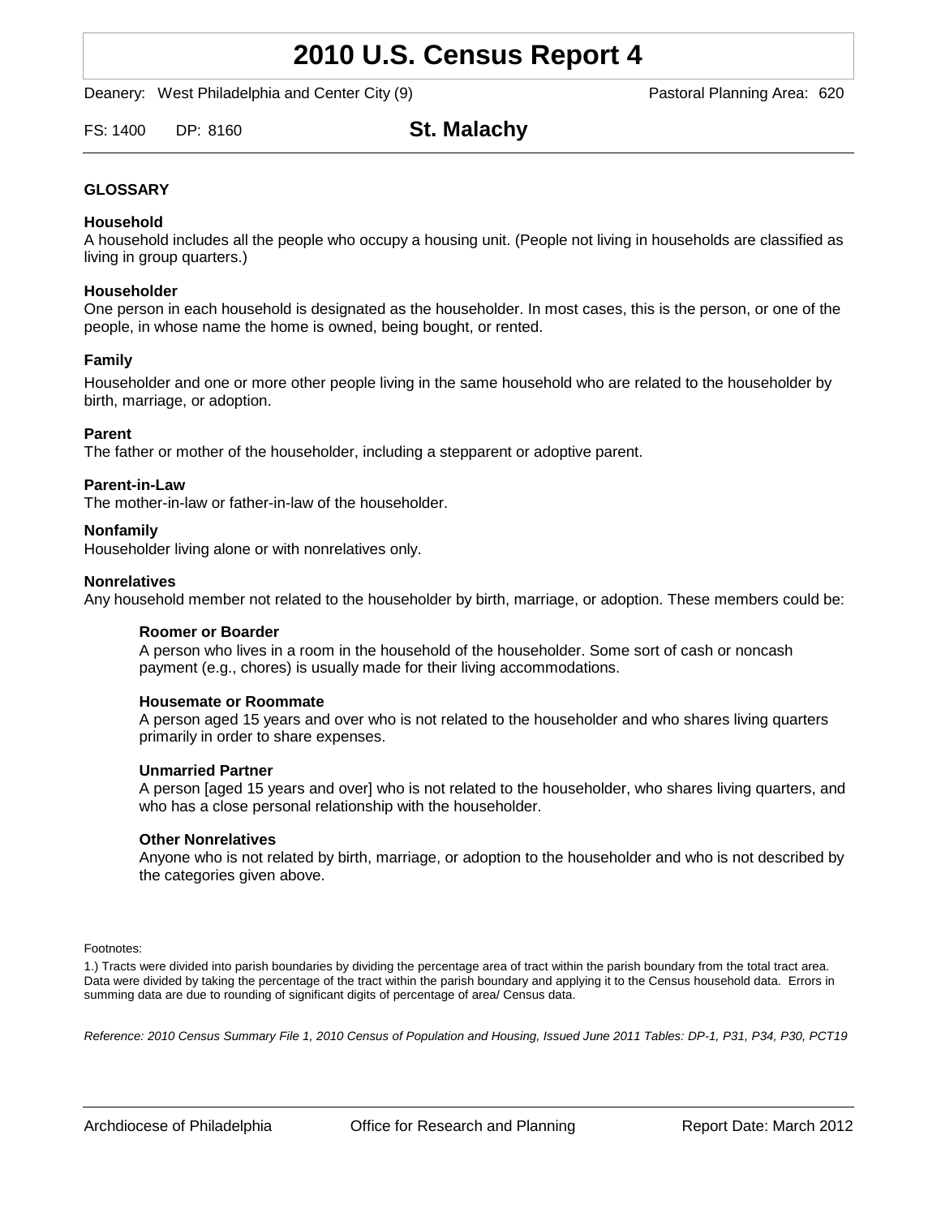# 2010 U.S. Census Report 4

Deanery: West Philadelphia and Center City (9) Pastoral Planning Area: 620

FS: 1400 DP: 8160

## St. Malachy

### GLOSSARY

**Household**
A household includes all the people who occupy a housing unit. (People not living in households are classified as living in group quarters.)

**Householder**
One person in each household is designated as the householder. In most cases, this is the person, or one of the people, in whose name the home is owned, being bought, or rented.

**Family**
Householder and one or more other people living in the same household who are related to the householder by birth, marriage, or adoption.

**Parent**
The father or mother of the householder, including a stepparent or adoptive parent.

**Parent-in-Law**
The mother-in-law or father-in-law of the householder.

**Nonfamily**
Householder living alone or with nonrelatives only.

**Nonrelatives**
Any household member not related to the householder by birth, marriage, or adoption. These members could be:

> **Roomer or Boarder**
> A person who lives in a room in the household of the householder. Some sort of cash or noncash payment (e.g., chores) is usually made for their living accommodations.
>
> **Housemate or Roommate**
> A person aged 15 years and over who is not related to the householder and who shares living quarters primarily in order to share expenses.
>
> **Unmarried Partner**
> A person [aged 15 years and over] who is not related to the householder, who shares living quarters, and who has a close personal relationship with the householder.
>
> **Other Nonrelatives**
> Anyone who is not related by birth, marriage, or adoption to the householder and who is not described by the categories given above.

Footnotes:

1.) Tracts were divided into parish boundaries by dividing the percentage area of tract within the parish boundary from the total tract area. Data were divided by taking the percentage of the tract within the parish boundary and applying it to the Census household data. Errors in summing data are due to rounding of significant digits of percentage of area/ Census data.

*Reference: 2010 Census Summary File 1, 2010 Census of Population and Housing, Issued June 2011 Tables: DP-1, P31, P34, P30, PCT19*

Archdiocese of Philadelphia Office for Research and Planning Report Date: March 2012